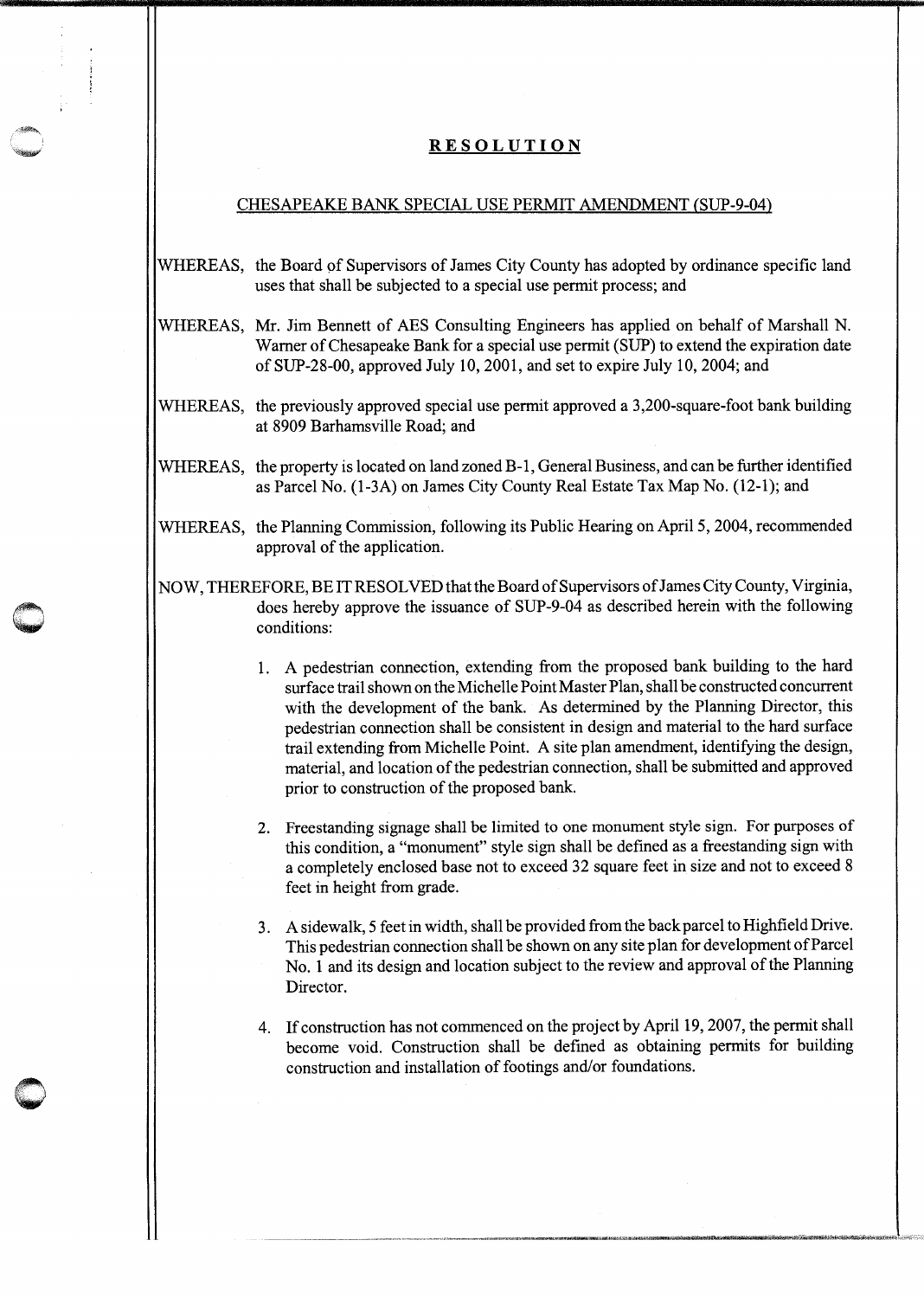# RESOLUTION

## CHESAPEAKE BANK SPECIAL USE PERMIT AMENDMENT (SUP-9-04)

WHEREAS, the Board of Supervisors of James City County has adopted by ordinance specific land uses that shall be subjected to a special use permit process; and

WHEREAS, Mr. Jim Bennett of AES Consulting Engineers has applied on behalf of Marshall N. Warner of Chesapeake Bank for a special use permit (SUP) to extend the expiration date of SUP-28-00, approved July 10, 2001, and set to expire July 10, 2004; and

WHEREAS, the previously approved special use permit approved a 3,200-square-foot bank building at 8909 Barhamsville Road; and

WHEREAS, the property is located on land zoned B-1, General Business, and can be further identified as Parcel No. (1-3A) on James City County Real Estate Tax Map No. (12-1); and

WHEREAS, the Planning Commission, following its Public Hearing on April 5, 2004, recommended approval of the application.

NOW, THEREFORE, BE IT RESOLVED that the Board of Supervisors of James City County, Virginia, does hereby approve the issuance of SUP-9-04 as described herein with the following conditions:

1. A pedestrian connection, extending from the proposed bank building to the hard surface trail shown on the Michelle Point Master Plan, shall be constructed concurrent with the development of the bank. As determined by the Planning Director, this pedestrian connection shall be consistent in design and material to the hard surface trail extending from Michelle Point. A site plan amendment, identifying the design, material, and location of the pedestrian connection, shall be submitted and approved prior to construction of the proposed bank.

2. Freestanding signage shall be limited to one monument style sign. For purposes of this condition, a "monument" style sign shall be defined as a freestanding sign with a completely enclosed base not to exceed 32 square feet in size and not to exceed 8 feet in height from grade.

3. A sidewalk, 5 feet in width, shall be provided from the back parcel to Highfield Drive. This pedestrian connection shall be shown on any site plan for development of Parcel No. 1 and its design and location subject to the review and approval of the Planning Director.

4. If construction has not commenced on the project by April 19, 2007, the permit shall become void. Construction shall be defined as obtaining permits for building construction and installation of footings and/or foundations.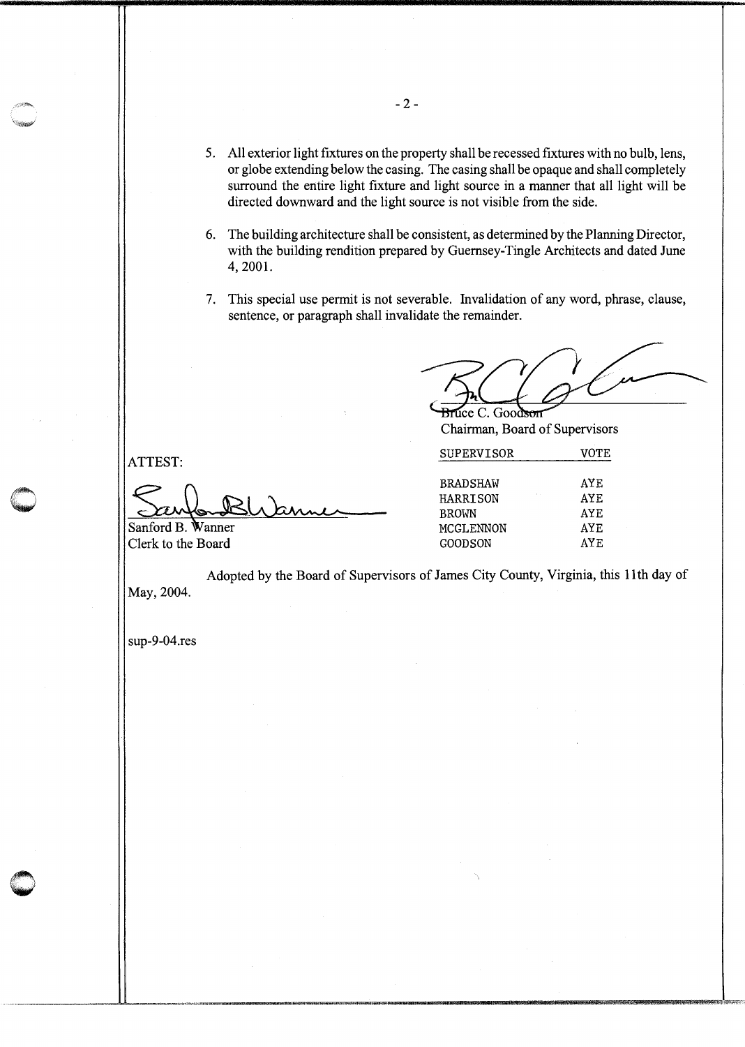5. All exterior light fixtures on the property shall be recessed fixtures with no bulb, lens, or globe extending below the casing. The casing shall be opaque and shall completely surround the entire light fixture and light source in a manner that all light will be directed downward and the light source is not visible from the side.

6. The building architecture shall be consistent, as determined by the Planning Director, with the building rendition prepared by Guernsey-Tingle Architects and dated June 4, 2001.

7. This special use permit is not severable. Invalidation of any word, phrase, clause, sentence, or paragraph shall invalidate the remainder.

Bruce C. Goodson
Chairman, Board of Supervisors

| SUPERVISOR | VOTE |
|---|---|
| BRADSHAW | AYE |
| HARRISON | AYE |
| BROWN | AYE |
| MCGLENNON | AYE |
| GOODSON | AYE |

ATTEST:

Sanford B. Wanner
Clerk to the Board

Adopted by the Board of Supervisors of James City County, Virginia, this 11th day of May, 2004.

sup-9-04.res